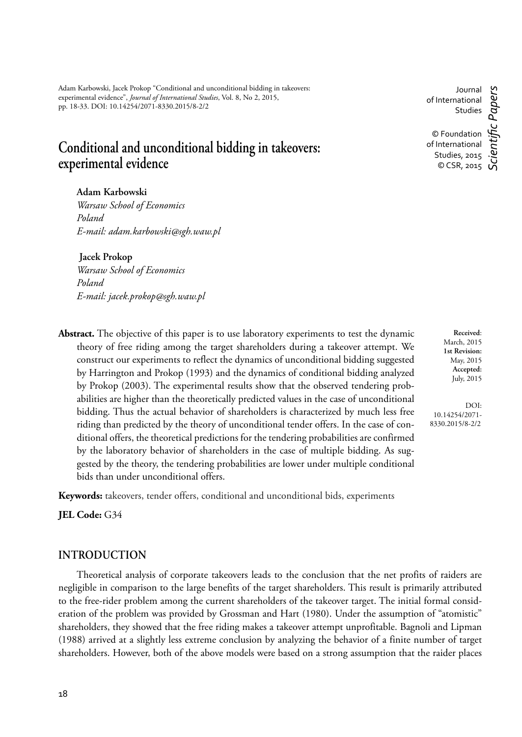Adam Karbowski, Jacek Prokop "Conditional and unconditional bidding in takeovers: experimental evidence", *Journal of International Studies*, Vol. 8, No 2, 2015, pp. 18-33. DOI: 10.14254/2071-8330.2015/8-2/2

Journal of International Studies

© Foundation of International Studies, 2015
© CSR, 2015

*Scientific Papers*

# Conditional and unconditional bidding in takeovers: experimental evidence

**Adam Karbowski**
*Warsaw School of Economics*
*Poland*
*E-mail: adam.karbowski@sgh.waw.pl*

**Jacek Prokop**
*Warsaw School of Economics*
*Poland*
*E-mail: jacek.prokop@sgh.waw.pl*

**Received**: March, 2015
**1st Revision:** May, 2015
**Accepted:** July, 2015

DOI: 10.14254/2071-8330.2015/8-2/2

**Abstract.** The objective of this paper is to use laboratory experiments to test the dynamic theory of free riding among the target shareholders during a takeover attempt. We construct our experiments to reflect the dynamics of unconditional bidding suggested by Harrington and Prokop (1993) and the dynamics of conditional bidding analyzed by Prokop (2003). The experimental results show that the observed tendering probabilities are higher than the theoretically predicted values in the case of unconditional bidding. Thus the actual behavior of shareholders is characterized by much less free riding than predicted by the theory of unconditional tender offers. In the case of conditional offers, the theoretical predictions for the tendering probabilities are confirmed by the laboratory behavior of shareholders in the case of multiple bidding. As suggested by the theory, the tendering probabilities are lower under multiple conditional bids than under unconditional offers.

**Keywords:** takeovers, tender offers, conditional and unconditional bids, experiments

**JEL Code:** G34

## INTRODUCTION

Theoretical analysis of corporate takeovers leads to the conclusion that the net profits of raiders are negligible in comparison to the large benefits of the target shareholders. This result is primarily attributed to the free-rider problem among the current shareholders of the takeover target. The initial formal consideration of the problem was provided by Grossman and Hart (1980). Under the assumption of "atomistic" shareholders, they showed that the free riding makes a takeover attempt unprofitable. Bagnoli and Lipman (1988) arrived at a slightly less extreme conclusion by analyzing the behavior of a finite number of target shareholders. However, both of the above models were based on a strong assumption that the raider places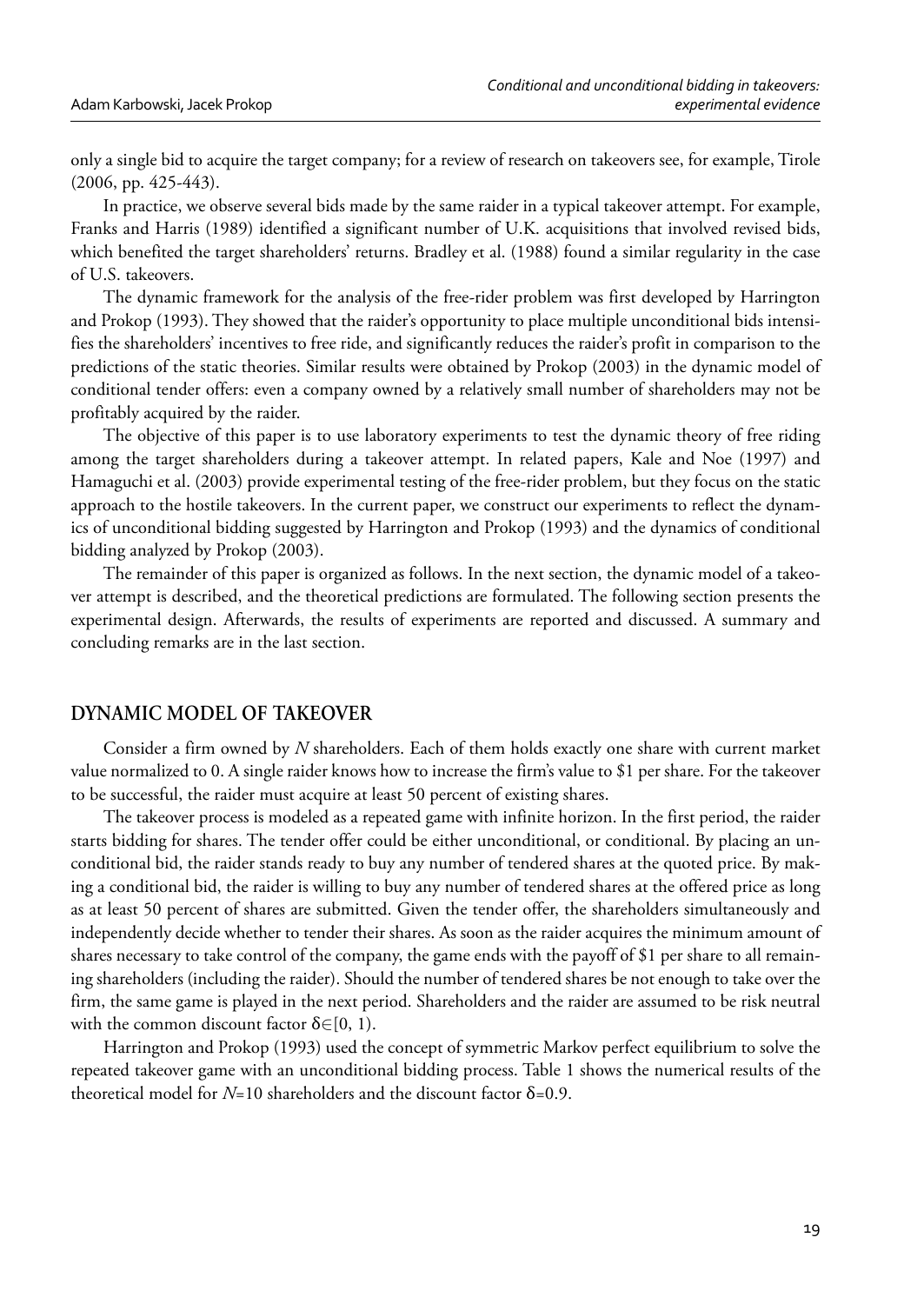only a single bid to acquire the target company; for a review of research on takeovers see, for example, Tirole (2006, pp. 425-443).

In practice, we observe several bids made by the same raider in a typical takeover attempt. For example, Franks and Harris (1989) identified a significant number of U.K. acquisitions that involved revised bids, which benefited the target shareholders' returns. Bradley et al. (1988) found a similar regularity in the case of U.S. takeovers.

The dynamic framework for the analysis of the free-rider problem was first developed by Harrington and Prokop (1993). They showed that the raider's opportunity to place multiple unconditional bids intensifies the shareholders' incentives to free ride, and significantly reduces the raider's profit in comparison to the predictions of the static theories. Similar results were obtained by Prokop (2003) in the dynamic model of conditional tender offers: even a company owned by a relatively small number of shareholders may not be profitably acquired by the raider.

The objective of this paper is to use laboratory experiments to test the dynamic theory of free riding among the target shareholders during a takeover attempt. In related papers, Kale and Noe (1997) and Hamaguchi et al. (2003) provide experimental testing of the free-rider problem, but they focus on the static approach to the hostile takeovers. In the current paper, we construct our experiments to reflect the dynamics of unconditional bidding suggested by Harrington and Prokop (1993) and the dynamics of conditional bidding analyzed by Prokop (2003).

The remainder of this paper is organized as follows. In the next section, the dynamic model of a takeover attempt is described, and the theoretical predictions are formulated. The following section presents the experimental design. Afterwards, the results of experiments are reported and discussed. A summary and concluding remarks are in the last section.

## DYNAMIC MODEL OF TAKEOVER

Consider a firm owned by $N$ shareholders. Each of them holds exactly one share with current market value normalized to 0. A single raider knows how to increase the firm's value to \$1 per share. For the takeover to be successful, the raider must acquire at least 50 percent of existing shares.

The takeover process is modeled as a repeated game with infinite horizon. In the first period, the raider starts bidding for shares. The tender offer could be either unconditional, or conditional. By placing an unconditional bid, the raider stands ready to buy any number of tendered shares at the quoted price. By making a conditional bid, the raider is willing to buy any number of tendered shares at the offered price as long as at least 50 percent of shares are submitted. Given the tender offer, the shareholders simultaneously and independently decide whether to tender their shares. As soon as the raider acquires the minimum amount of shares necessary to take control of the company, the game ends with the payoff of \$1 per share to all remaining shareholders (including the raider). Should the number of tendered shares be not enough to take over the firm, the same game is played in the next period. Shareholders and the raider are assumed to be risk neutral with the common discount factor $\delta \in [0, 1)$.

Harrington and Prokop (1993) used the concept of symmetric Markov perfect equilibrium to solve the repeated takeover game with an unconditional bidding process. Table 1 shows the numerical results of the theoretical model for $N=10$ shareholders and the discount factor $\delta=0.9$.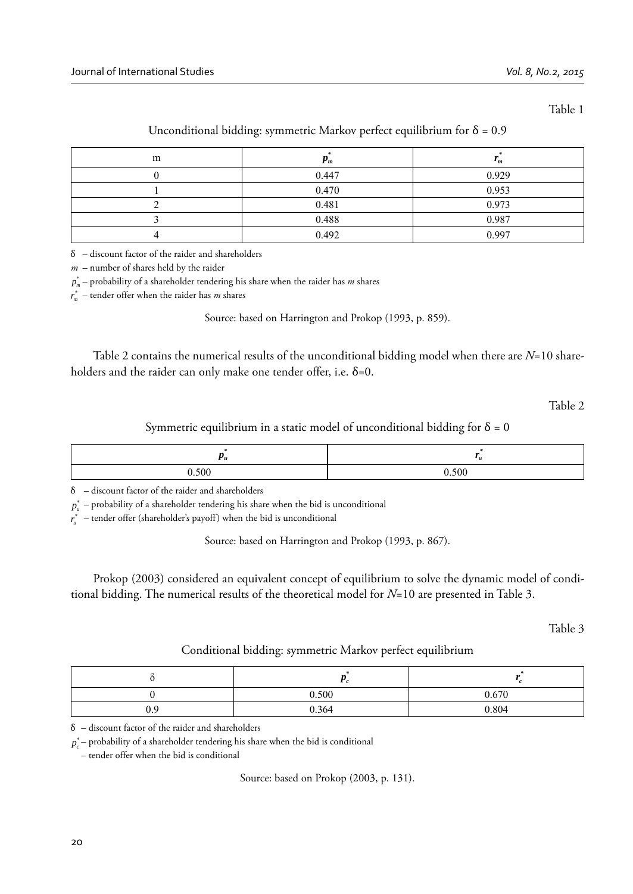Table 1

Unconditional bidding: symmetric Markov perfect equilibrium for $\delta = 0.9$

| m | $p_m^*$ | $r_m^*$ |
|---|---|---|
| 0 | 0.447 | 0.929 |
| 1 | 0.470 | 0.953 |
| 2 | 0.481 | 0.973 |
| 3 | 0.488 | 0.987 |
| 4 | 0.492 | 0.997 |

$\delta$ – discount factor of the raider and shareholders

$m$ – number of shares held by the raider

$p_m^*$ – probability of a shareholder tendering his share when the raider has *m* shares

$r_m^*$ – tender offer when the raider has *m* shares

Source: based on Harrington and Prokop (1993, p. 859).

Table 2 contains the numerical results of the unconditional bidding model when there are $N$=10 shareholders and the raider can only make one tender offer, i.e. $\delta$=0.

Table 2

Symmetric equilibrium in a static model of unconditional bidding for $\delta = 0$

| $p_u^*$ | $r_u^*$ |
|---|---|
| 0.500 | 0.500 |

$\delta$ – discount factor of the raider and shareholders

$p_u^*$ – probability of a shareholder tendering his share when the bid is unconditional

$r_u^*$ – tender offer (shareholder's payoff) when the bid is unconditional

Source: based on Harrington and Prokop (1993, p. 867).

Prokop (2003) considered an equivalent concept of equilibrium to solve the dynamic model of conditional bidding. The numerical results of the theoretical model for $N$=10 are presented in Table 3.

Table 3

Conditional bidding: symmetric Markov perfect equilibrium

| $\delta$ | $p_c^*$ | $r_c^*$ |
|---|---|---|
| 0 | 0.500 | 0.670 |
| 0.9 | 0.364 | 0.804 |

$\delta$ – discount factor of the raider and shareholders

$p_c^*$ – probability of a shareholder tendering his share when the bid is conditional

– tender offer when the bid is conditional

Source: based on Prokop (2003, p. 131).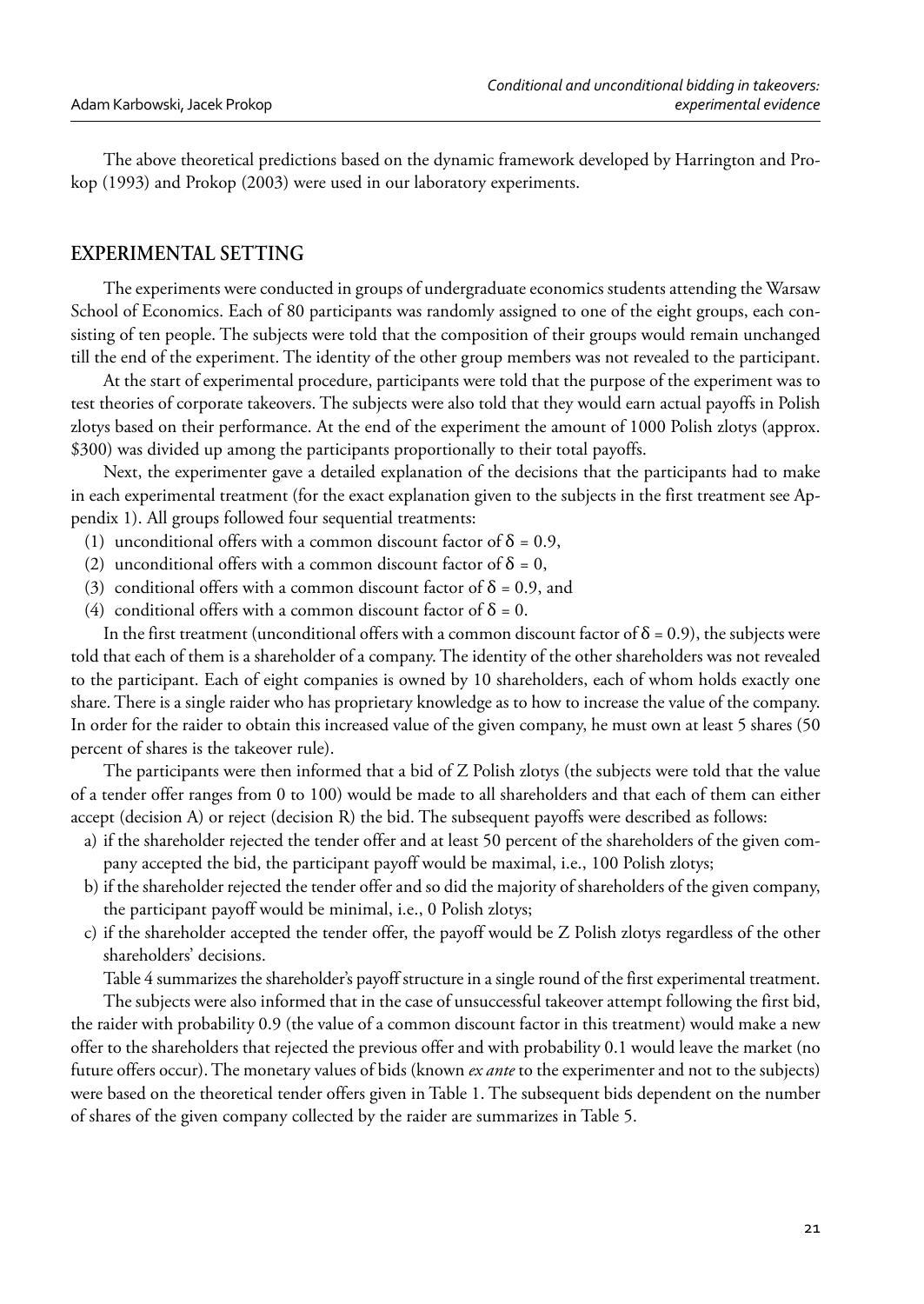The above theoretical predictions based on the dynamic framework developed by Harrington and Prokop (1993) and Prokop (2003) were used in our laboratory experiments.

## EXPERIMENTAL SETTING

The experiments were conducted in groups of undergraduate economics students attending the Warsaw School of Economics. Each of 80 participants was randomly assigned to one of the eight groups, each consisting of ten people. The subjects were told that the composition of their groups would remain unchanged till the end of the experiment. The identity of the other group members was not revealed to the participant.

At the start of experimental procedure, participants were told that the purpose of the experiment was to test theories of corporate takeovers. The subjects were also told that they would earn actual payoffs in Polish zlotys based on their performance. At the end of the experiment the amount of 1000 Polish zlotys (approx. \$300) was divided up among the participants proportionally to their total payoffs.

Next, the experimenter gave a detailed explanation of the decisions that the participants had to make in each experimental treatment (for the exact explanation given to the subjects in the first treatment see Appendix 1). All groups followed four sequential treatments:

(1) unconditional offers with a common discount factor of $\delta = 0.9$,
(2) unconditional offers with a common discount factor of $\delta = 0$,
(3) conditional offers with a common discount factor of $\delta = 0.9$, and
(4) conditional offers with a common discount factor of $\delta = 0$.

In the first treatment (unconditional offers with a common discount factor of $\delta = 0.9$), the subjects were told that each of them is a shareholder of a company. The identity of the other shareholders was not revealed to the participant. Each of eight companies is owned by 10 shareholders, each of whom holds exactly one share. There is a single raider who has proprietary knowledge as to how to increase the value of the company. In order for the raider to obtain this increased value of the given company, he must own at least 5 shares (50 percent of shares is the takeover rule).

The participants were then informed that a bid of Z Polish zlotys (the subjects were told that the value of a tender offer ranges from 0 to 100) would be made to all shareholders and that each of them can either accept (decision A) or reject (decision R) the bid. The subsequent payoffs were described as follows:

a) if the shareholder rejected the tender offer and at least 50 percent of the shareholders of the given company accepted the bid, the participant payoff would be maximal, i.e., 100 Polish zlotys;
b) if the shareholder rejected the tender offer and so did the majority of shareholders of the given company, the participant payoff would be minimal, i.e., 0 Polish zlotys;
c) if the shareholder accepted the tender offer, the payoff would be Z Polish zlotys regardless of the other shareholders' decisions.

Table 4 summarizes the shareholder's payoff structure in a single round of the first experimental treatment.

The subjects were also informed that in the case of unsuccessful takeover attempt following the first bid, the raider with probability 0.9 (the value of a common discount factor in this treatment) would make a new offer to the shareholders that rejected the previous offer and with probability 0.1 would leave the market (no future offers occur). The monetary values of bids (known *ex ante* to the experimenter and not to the subjects) were based on the theoretical tender offers given in Table 1. The subsequent bids dependent on the number of shares of the given company collected by the raider are summarizes in Table 5.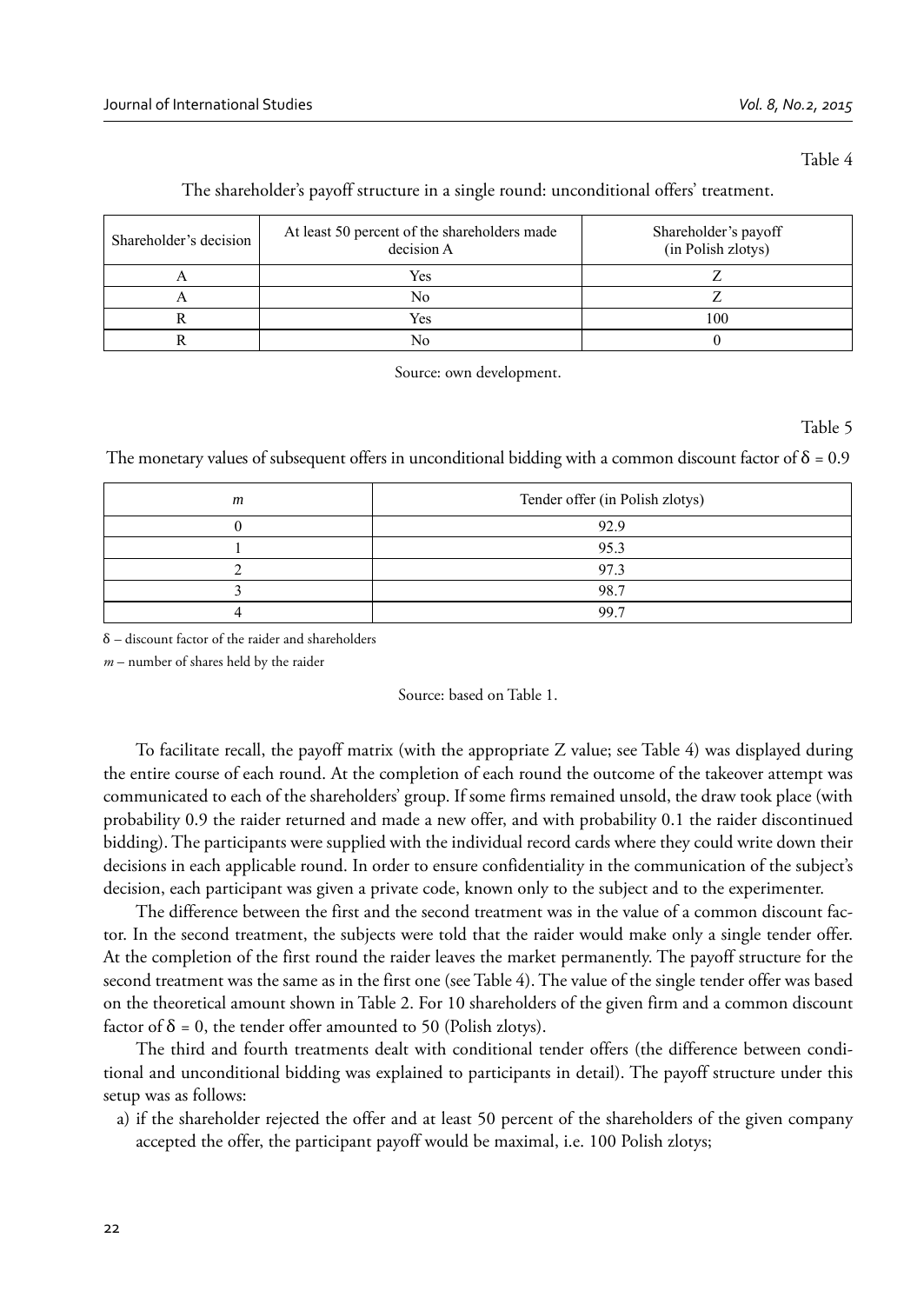Table 4

The shareholder's payoff structure in a single round: unconditional offers' treatment.

| Shareholder's decision | At least 50 percent of the shareholders made decision A | Shareholder's payoff (in Polish zlotys) |
|---|---|---|
| A | Yes | Z |
| A | No | Z |
| R | Yes | 100 |
| R | No | 0 |

Source: own development.

Table 5

The monetary values of subsequent offers in unconditional bidding with a common discount factor of $\delta = 0.9$

| $m$ | Tender offer (in Polish zlotys) |
|---|---|
| 0 | 92.9 |
| 1 | 95.3 |
| 2 | 97.3 |
| 3 | 98.7 |
| 4 | 99.7 |

$\delta$ – discount factor of the raider and shareholders

$m$ – number of shares held by the raider

Source: based on Table 1.

To facilitate recall, the payoff matrix (with the appropriate Z value; see Table 4) was displayed during the entire course of each round. At the completion of each round the outcome of the takeover attempt was communicated to each of the shareholders' group. If some firms remained unsold, the draw took place (with probability 0.9 the raider returned and made a new offer, and with probability 0.1 the raider discontinued bidding). The participants were supplied with the individual record cards where they could write down their decisions in each applicable round. In order to ensure confidentiality in the communication of the subject's decision, each participant was given a private code, known only to the subject and to the experimenter.

The difference between the first and the second treatment was in the value of a common discount factor. In the second treatment, the subjects were told that the raider would make only a single tender offer. At the completion of the first round the raider leaves the market permanently. The payoff structure for the second treatment was the same as in the first one (see Table 4). The value of the single tender offer was based on the theoretical amount shown in Table 2. For 10 shareholders of the given firm and a common discount factor of $\delta = 0$, the tender offer amounted to 50 (Polish zlotys).

The third and fourth treatments dealt with conditional tender offers (the difference between conditional and unconditional bidding was explained to participants in detail). The payoff structure under this setup was as follows:

a) if the shareholder rejected the offer and at least 50 percent of the shareholders of the given company accepted the offer, the participant payoff would be maximal, i.e. 100 Polish zlotys;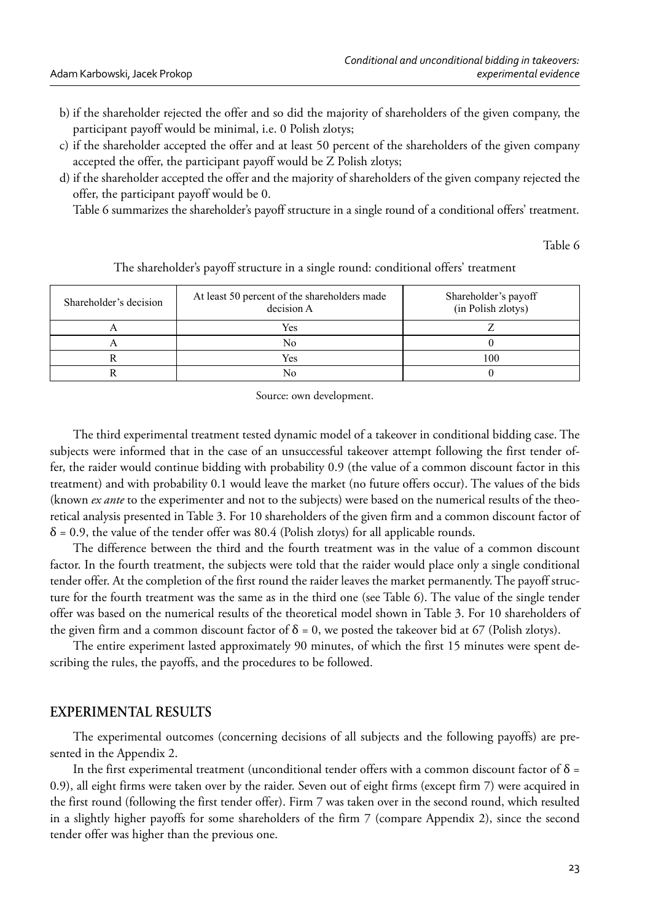b) if the shareholder rejected the offer and so did the majority of shareholders of the given company, the participant payoff would be minimal, i.e. 0 Polish zlotys;

c) if the shareholder accepted the offer and at least 50 percent of the shareholders of the given company accepted the offer, the participant payoff would be Z Polish zlotys;

d) if the shareholder accepted the offer and the majority of shareholders of the given company rejected the offer, the participant payoff would be 0.

Table 6 summarizes the shareholder's payoff structure in a single round of a conditional offers' treatment.

Table 6

The shareholder's payoff structure in a single round: conditional offers' treatment

| Shareholder's decision | At least 50 percent of the shareholders made decision A | Shareholder's payoff (in Polish zlotys) |
|---|---|---|
| A | Yes | Z |
| A | No | 0 |
| R | Yes | 100 |
| R | No | 0 |

Source: own development.

The third experimental treatment tested dynamic model of a takeover in conditional bidding case. The subjects were informed that in the case of an unsuccessful takeover attempt following the first tender offer, the raider would continue bidding with probability 0.9 (the value of a common discount factor in this treatment) and with probability 0.1 would leave the market (no future offers occur). The values of the bids (known *ex ante* to the experimenter and not to the subjects) were based on the numerical results of the theoretical analysis presented in Table 3. For 10 shareholders of the given firm and a common discount factor of $\delta = 0.9$, the value of the tender offer was 80.4 (Polish zlotys) for all applicable rounds.

The difference between the third and the fourth treatment was in the value of a common discount factor. In the fourth treatment, the subjects were told that the raider would place only a single conditional tender offer. At the completion of the first round the raider leaves the market permanently. The payoff structure for the fourth treatment was the same as in the third one (see Table 6). The value of the single tender offer was based on the numerical results of the theoretical model shown in Table 3. For 10 shareholders of the given firm and a common discount factor of $\delta = 0$, we posted the takeover bid at 67 (Polish zlotys).

The entire experiment lasted approximately 90 minutes, of which the first 15 minutes were spent describing the rules, the payoffs, and the procedures to be followed.

## EXPERIMENTAL RESULTS

The experimental outcomes (concerning decisions of all subjects and the following payoffs) are presented in the Appendix 2.

In the first experimental treatment (unconditional tender offers with a common discount factor of $\delta = 0.9$), all eight firms were taken over by the raider. Seven out of eight firms (except firm 7) were acquired in the first round (following the first tender offer). Firm 7 was taken over in the second round, which resulted in a slightly higher payoffs for some shareholders of the firm 7 (compare Appendix 2), since the second tender offer was higher than the previous one.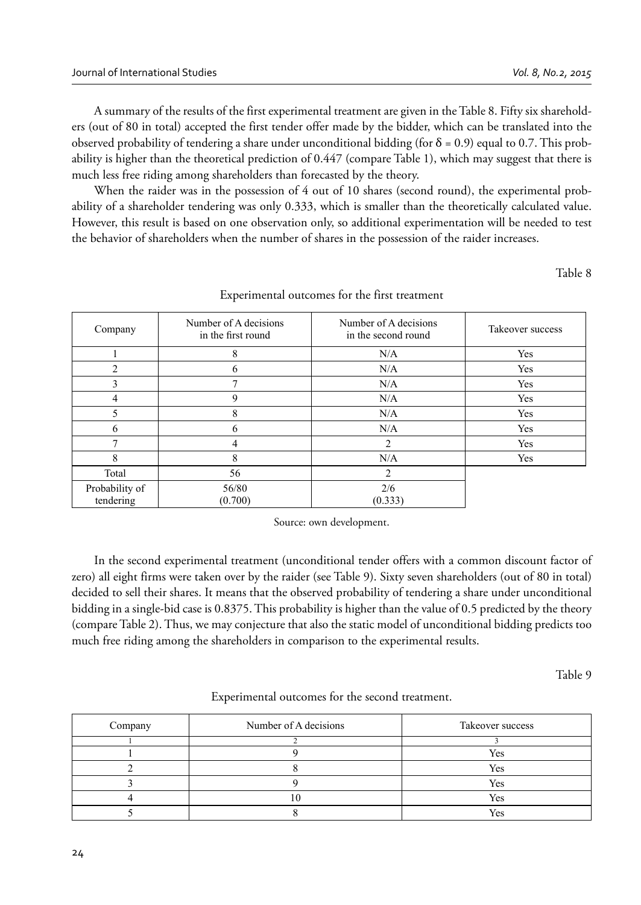A summary of the results of the first experimental treatment are given in the Table 8. Fifty six shareholders (out of 80 in total) accepted the first tender offer made by the bidder, which can be translated into the observed probability of tendering a share under unconditional bidding (for $\delta = 0.9$) equal to 0.7. This probability is higher than the theoretical prediction of 0.447 (compare Table 1), which may suggest that there is much less free riding among shareholders than forecasted by the theory.

When the raider was in the possession of 4 out of 10 shares (second round), the experimental probability of a shareholder tendering was only 0.333, which is smaller than the theoretically calculated value. However, this result is based on one observation only, so additional experimentation will be needed to test the behavior of shareholders when the number of shares in the possession of the raider increases.

Table 8

Experimental outcomes for the first treatment

| Company | Number of A decisions in the first round | Number of A decisions in the second round | Takeover success |
|---|---|---|---|
| 1 | 8 | N/A | Yes |
| 2 | 6 | N/A | Yes |
| 3 | 7 | N/A | Yes |
| 4 | 9 | N/A | Yes |
| 5 | 8 | N/A | Yes |
| 6 | 6 | N/A | Yes |
| 7 | 4 | 2 | Yes |
| 8 | 8 | N/A | Yes |
| Total | 56 | 2 | |
| Probability of tendering | 56/80 (0.700) | 2/6 (0.333) | |

Source: own development.

In the second experimental treatment (unconditional tender offers with a common discount factor of zero) all eight firms were taken over by the raider (see Table 9). Sixty seven shareholders (out of 80 in total) decided to sell their shares. It means that the observed probability of tendering a share under unconditional bidding in a single-bid case is 0.8375. This probability is higher than the value of 0.5 predicted by the theory (compare Table 2). Thus, we may conjecture that also the static model of unconditional bidding predicts too much free riding among the shareholders in comparison to the experimental results.

Table 9

Experimental outcomes for the second treatment.

| Company | Number of A decisions | Takeover success |
|---|---|---|
| 1 | 2 | 3 |
| 1 | 9 | Yes |
| 2 | 8 | Yes |
| 3 | 9 | Yes |
| 4 | 10 | Yes |
| 5 | 8 | Yes |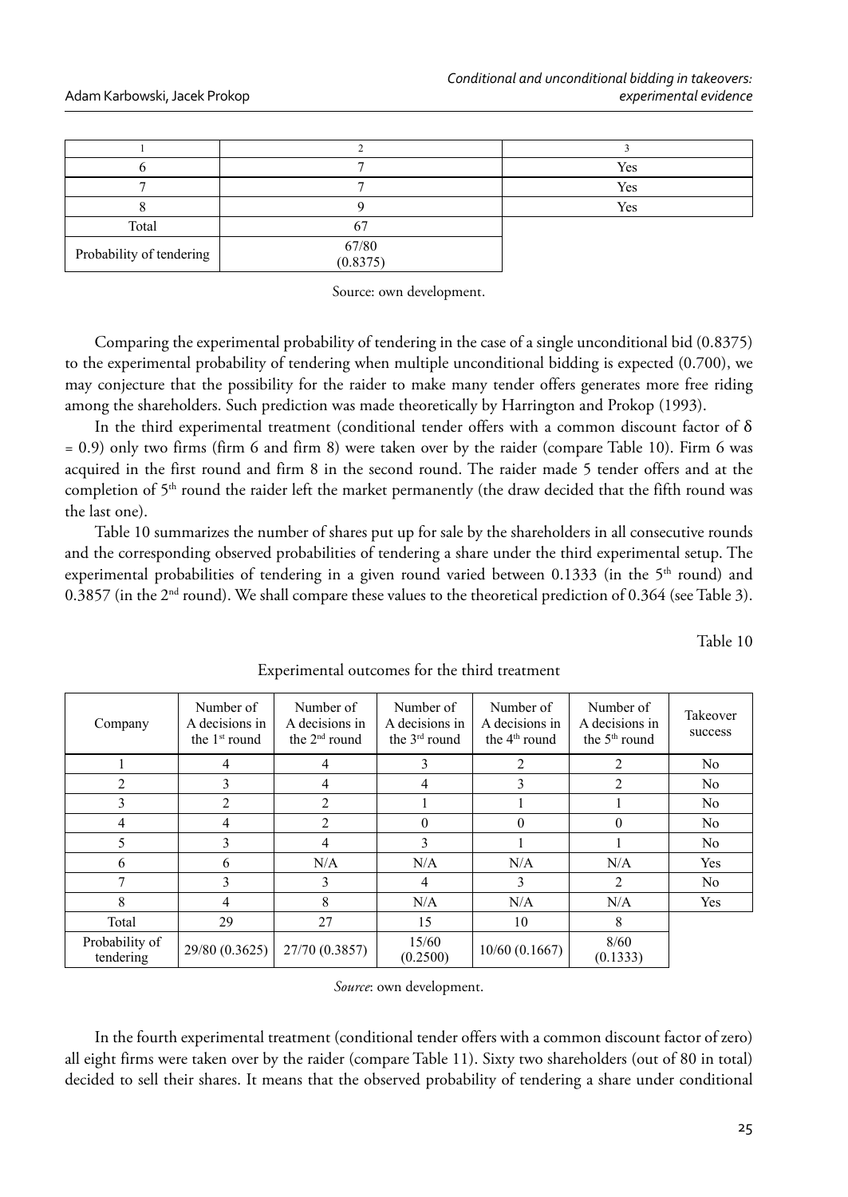| 1 | 2 | 3 |
|---|---|---|
| 6 | 7 | Yes |
| 7 | 7 | Yes |
| 8 | 9 | Yes |
| Total | 67 | |
| Probability of tendering | 67/80 (0.8375) | |

Source: own development.

Comparing the experimental probability of tendering in the case of a single unconditional bid (0.8375) to the experimental probability of tendering when multiple unconditional bidding is expected (0.700), we may conjecture that the possibility for the raider to make many tender offers generates more free riding among the shareholders. Such prediction was made theoretically by Harrington and Prokop (1993).

In the third experimental treatment (conditional tender offers with a common discount factor of $\delta = 0.9$) only two firms (firm 6 and firm 8) were taken over by the raider (compare Table 10). Firm 6 was acquired in the first round and firm 8 in the second round. The raider made 5 tender offers and at the completion of 5th round the raider left the market permanently (the draw decided that the fifth round was the last one).

Table 10 summarizes the number of shares put up for sale by the shareholders in all consecutive rounds and the corresponding observed probabilities of tendering a share under the third experimental setup. The experimental probabilities of tendering in a given round varied between 0.1333 (in the 5th round) and 0.3857 (in the 2nd round). We shall compare these values to the theoretical prediction of 0.364 (see Table 3).

Table 10

Experimental outcomes for the third treatment

| Company | Number of A decisions in the 1st round | Number of A decisions in the 2nd round | Number of A decisions in the 3rd round | Number of A decisions in the 4th round | Number of A decisions in the 5th round | Takeover success |
|---|---|---|---|---|---|---|
| 1 | 4 | 4 | 3 | 2 | 2 | No |
| 2 | 3 | 4 | 4 | 3 | 2 | No |
| 3 | 2 | 2 | 1 | 1 | 1 | No |
| 4 | 4 | 2 | 0 | 0 | 0 | No |
| 5 | 3 | 4 | 3 | 1 | 1 | No |
| 6 | 6 | N/A | N/A | N/A | N/A | Yes |
| 7 | 3 | 3 | 4 | 3 | 2 | No |
| 8 | 4 | 8 | N/A | N/A | N/A | Yes |
| Total | 29 | 27 | 15 | 10 | 8 | |
| Probability of tendering | 29/80 (0.3625) | 27/70 (0.3857) | 15/60 (0.2500) | 10/60 (0.1667) | 8/60 (0.1333) | |

*Source*: own development.

In the fourth experimental treatment (conditional tender offers with a common discount factor of zero) all eight firms were taken over by the raider (compare Table 11). Sixty two shareholders (out of 80 in total) decided to sell their shares. It means that the observed probability of tendering a share under conditional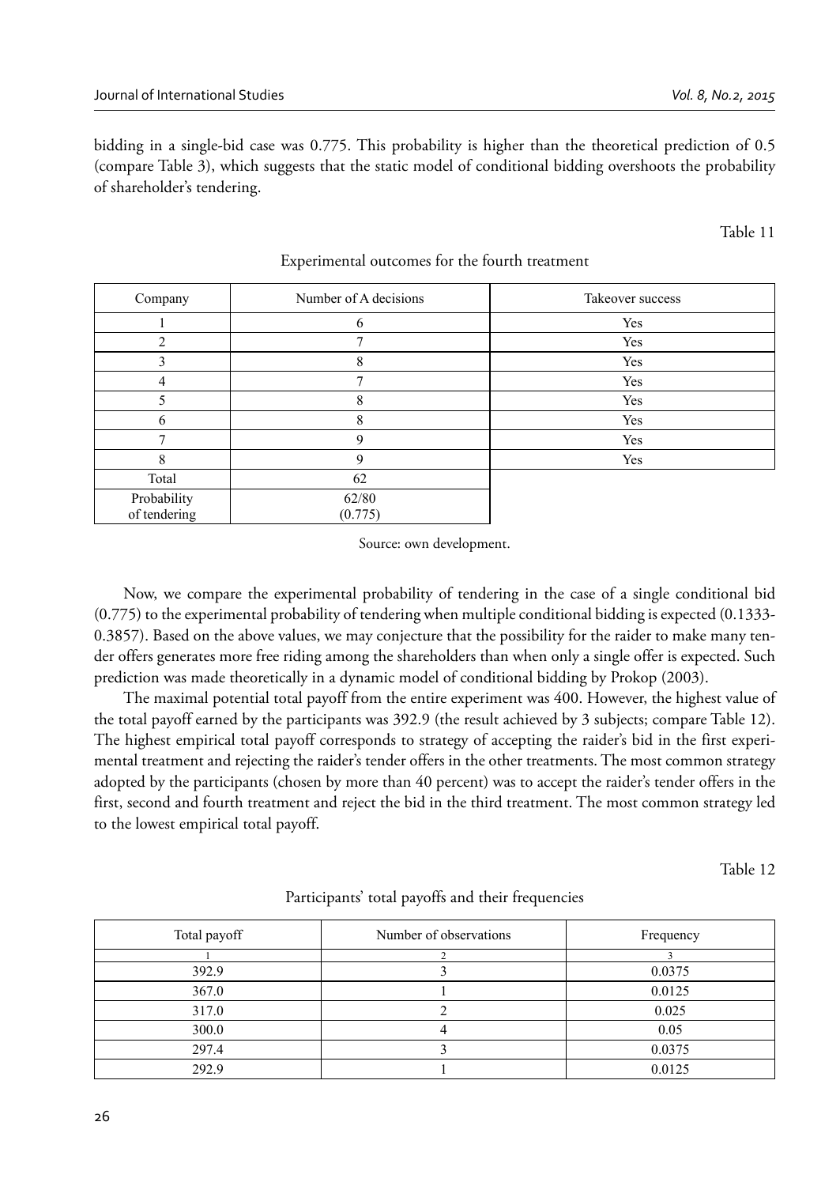bidding in a single-bid case was 0.775. This probability is higher than the theoretical prediction of 0.5 (compare Table 3), which suggests that the static model of conditional bidding overshoots the probability of shareholder's tendering.

Table 11

Experimental outcomes for the fourth treatment

| Company | Number of A decisions | Takeover success |
|---|---|---|
| 1 | 6 | Yes |
| 2 | 7 | Yes |
| 3 | 8 | Yes |
| 4 | 7 | Yes |
| 5 | 8 | Yes |
| 6 | 8 | Yes |
| 7 | 9 | Yes |
| 8 | 9 | Yes |
| Total | 62 | |
| Probability of tendering | 62/80 (0.775) | |

Source: own development.

Now, we compare the experimental probability of tendering in the case of a single conditional bid (0.775) to the experimental probability of tendering when multiple conditional bidding is expected (0.1333-0.3857). Based on the above values, we may conjecture that the possibility for the raider to make many tender offers generates more free riding among the shareholders than when only a single offer is expected. Such prediction was made theoretically in a dynamic model of conditional bidding by Prokop (2003).

The maximal potential total payoff from the entire experiment was 400. However, the highest value of the total payoff earned by the participants was 392.9 (the result achieved by 3 subjects; compare Table 12). The highest empirical total payoff corresponds to strategy of accepting the raider's bid in the first experimental treatment and rejecting the raider's tender offers in the other treatments. The most common strategy adopted by the participants (chosen by more than 40 percent) was to accept the raider's tender offers in the first, second and fourth treatment and reject the bid in the third treatment. The most common strategy led to the lowest empirical total payoff.

Table 12

Participants' total payoffs and their frequencies

| Total payoff | Number of observations | Frequency |
|---|---|---|
| 1 | 2 | 3 |
| 392.9 | 3 | 0.0375 |
| 367.0 | 1 | 0.0125 |
| 317.0 | 2 | 0.025 |
| 300.0 | 4 | 0.05 |
| 297.4 | 3 | 0.0375 |
| 292.9 | 1 | 0.0125 |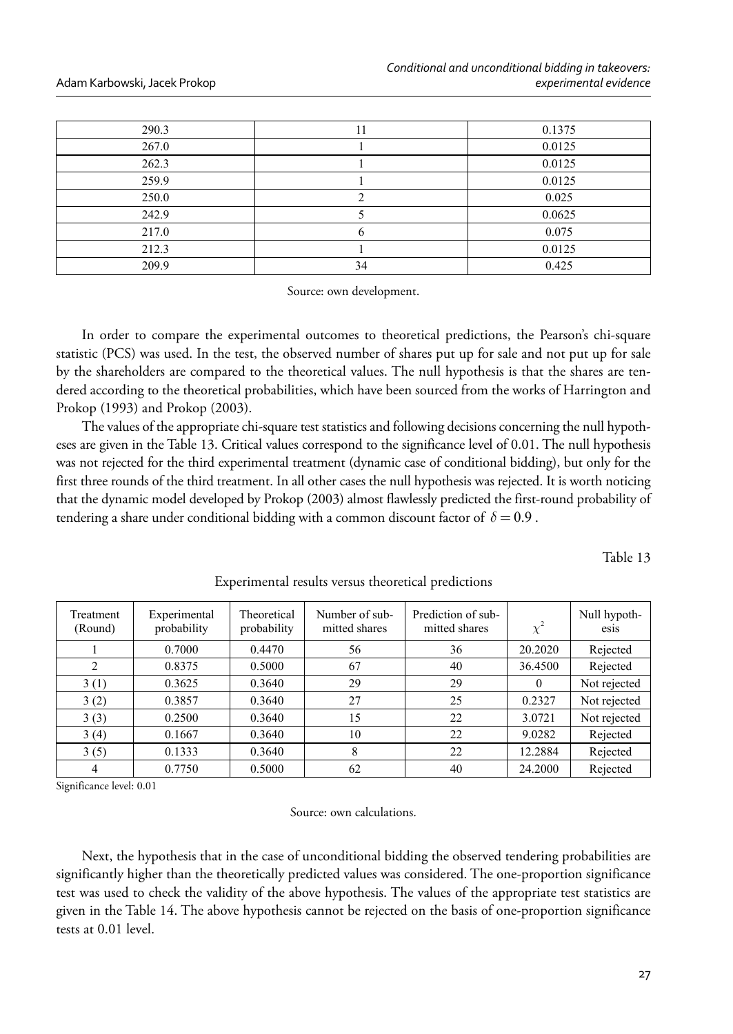| 290.3 | 11 | 0.1375 |
|---|---|---|
| 267.0 | 1 | 0.0125 |
| 262.3 | 1 | 0.0125 |
| 259.9 | 1 | 0.0125 |
| 250.0 | 2 | 0.025 |
| 242.9 | 5 | 0.0625 |
| 217.0 | 6 | 0.075 |
| 212.3 | 1 | 0.0125 |
| 209.9 | 34 | 0.425 |

Source: own development.

In order to compare the experimental outcomes to theoretical predictions, the Pearson's chi-square statistic (PCS) was used. In the test, the observed number of shares put up for sale and not put up for sale by the shareholders are compared to the theoretical values. The null hypothesis is that the shares are tendered according to the theoretical probabilities, which have been sourced from the works of Harrington and Prokop (1993) and Prokop (2003).

The values of the appropriate chi-square test statistics and following decisions concerning the null hypotheses are given in the Table 13. Critical values correspond to the significance level of 0.01. The null hypothesis was not rejected for the third experimental treatment (dynamic case of conditional bidding), but only for the first three rounds of the third treatment. In all other cases the null hypothesis was rejected. It is worth noticing that the dynamic model developed by Prokop (2003) almost flawlessly predicted the first-round probability of tendering a share under conditional bidding with a common discount factor of $\delta = 0.9$.

Table 13

Experimental results versus theoretical predictions

| Treatment (Round) | Experimental probability | Theoretical probability | Number of submitted shares | Prediction of submitted shares | $\chi^2$ | Null hypothesis |
|---|---|---|---|---|---|---|
| 1 | 0.7000 | 0.4470 | 56 | 36 | 20.2020 | Rejected |
| 2 | 0.8375 | 0.5000 | 67 | 40 | 36.4500 | Rejected |
| 3 (1) | 0.3625 | 0.3640 | 29 | 29 | 0 | Not rejected |
| 3 (2) | 0.3857 | 0.3640 | 27 | 25 | 0.2327 | Not rejected |
| 3 (3) | 0.2500 | 0.3640 | 15 | 22 | 3.0721 | Not rejected |
| 3 (4) | 0.1667 | 0.3640 | 10 | 22 | 9.0282 | Rejected |
| 3 (5) | 0.1333 | 0.3640 | 8 | 22 | 12.2884 | Rejected |
| 4 | 0.7750 | 0.5000 | 62 | 40 | 24.2000 | Rejected |

Significance level: 0.01

Source: own calculations.

Next, the hypothesis that in the case of unconditional bidding the observed tendering probabilities are significantly higher than the theoretically predicted values was considered. The one-proportion significance test was used to check the validity of the above hypothesis. The values of the appropriate test statistics are given in the Table 14. The above hypothesis cannot be rejected on the basis of one-proportion significance tests at 0.01 level.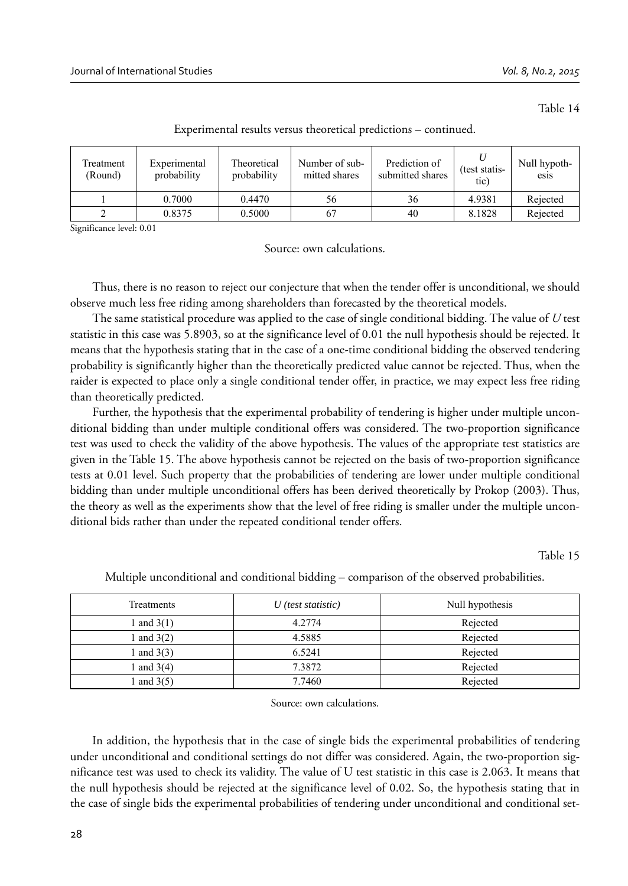Table 14

Experimental results versus theoretical predictions – continued.

| Treatment (Round) | Experimental probability | Theoretical probability | Number of submitted shares | Prediction of submitted shares | $U$ (test statistic) | Null hypothesis |
|---|---|---|---|---|---|---|
| 1 | 0.7000 | 0.4470 | 56 | 36 | 4.9381 | Rejected |
| 2 | 0.8375 | 0.5000 | 67 | 40 | 8.1828 | Rejected |

Significance level: 0.01

Source: own calculations.

Thus, there is no reason to reject our conjecture that when the tender offer is unconditional, we should observe much less free riding among shareholders than forecasted by the theoretical models.

The same statistical procedure was applied to the case of single conditional bidding. The value of $U$ test statistic in this case was 5.8903, so at the significance level of 0.01 the null hypothesis should be rejected. It means that the hypothesis stating that in the case of a one-time conditional bidding the observed tendering probability is significantly higher than the theoretically predicted value cannot be rejected. Thus, when the raider is expected to place only a single conditional tender offer, in practice, we may expect less free riding than theoretically predicted.

Further, the hypothesis that the experimental probability of tendering is higher under multiple unconditional bidding than under multiple conditional offers was considered. The two-proportion significance test was used to check the validity of the above hypothesis. The values of the appropriate test statistics are given in the Table 15. The above hypothesis cannot be rejected on the basis of two-proportion significance tests at 0.01 level. Such property that the probabilities of tendering are lower under multiple conditional bidding than under multiple unconditional offers has been derived theoretically by Prokop (2003). Thus, the theory as well as the experiments show that the level of free riding is smaller under the multiple unconditional bids rather than under the repeated conditional tender offers.

Table 15

Multiple unconditional and conditional bidding – comparison of the observed probabilities.

| Treatments | *U (test statistic)* | Null hypothesis |
|---|---|---|
| 1 and 3(1) | 4.2774 | Rejected |
| 1 and 3(2) | 4.5885 | Rejected |
| 1 and 3(3) | 6.5241 | Rejected |
| 1 and 3(4) | 7.3872 | Rejected |
| 1 and 3(5) | 7.7460 | Rejected |

Source: own calculations.

In addition, the hypothesis that in the case of single bids the experimental probabilities of tendering under unconditional and conditional settings do not differ was considered. Again, the two-proportion significance test was used to check its validity. The value of U test statistic in this case is 2.063. It means that the null hypothesis should be rejected at the significance level of 0.02. So, the hypothesis stating that in the case of single bids the experimental probabilities of tendering under unconditional and conditional set-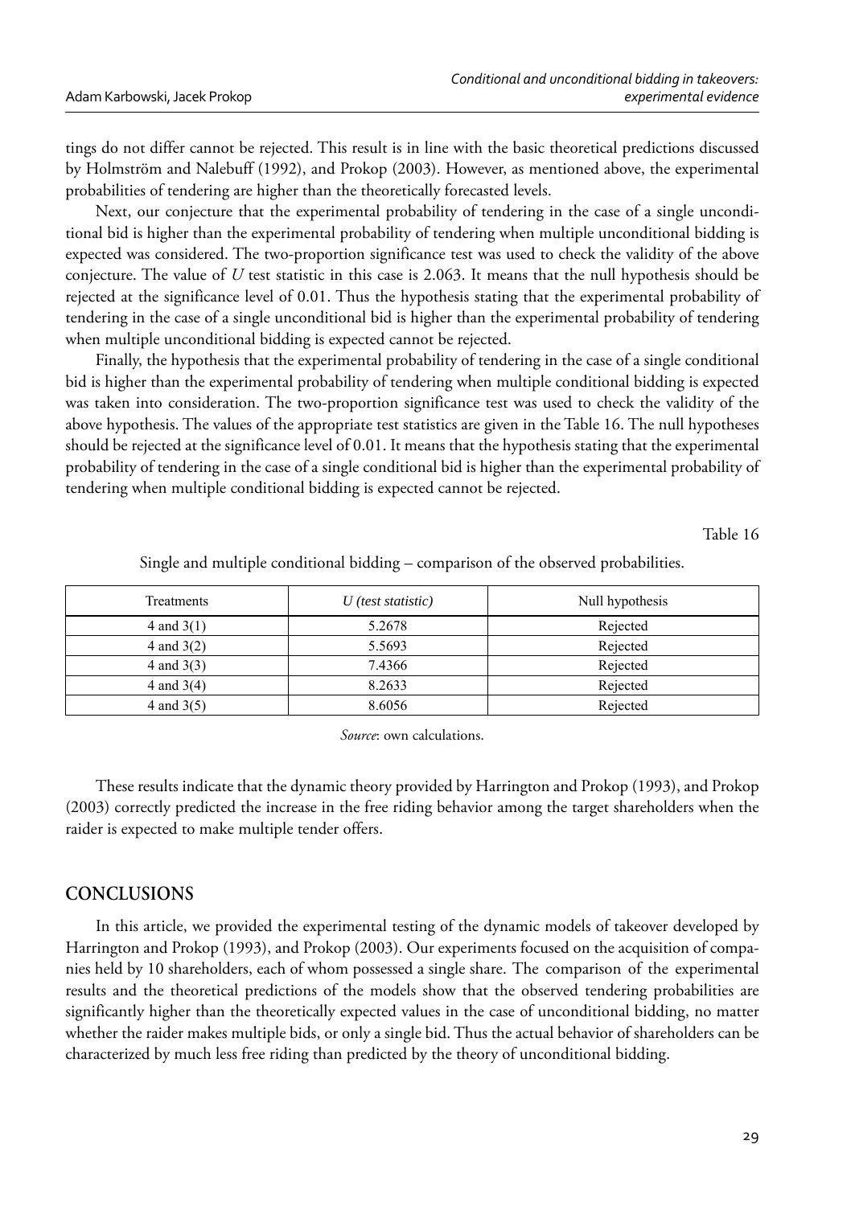tings do not differ cannot be rejected. This result is in line with the basic theoretical predictions discussed by Holmström and Nalebuff (1992), and Prokop (2003). However, as mentioned above, the experimental probabilities of tendering are higher than the theoretically forecasted levels.

Next, our conjecture that the experimental probability of tendering in the case of a single unconditional bid is higher than the experimental probability of tendering when multiple unconditional bidding is expected was considered. The two-proportion significance test was used to check the validity of the above conjecture. The value of $U$ test statistic in this case is 2.063. It means that the null hypothesis should be rejected at the significance level of 0.01. Thus the hypothesis stating that the experimental probability of tendering in the case of a single unconditional bid is higher than the experimental probability of tendering when multiple unconditional bidding is expected cannot be rejected.

Finally, the hypothesis that the experimental probability of tendering in the case of a single conditional bid is higher than the experimental probability of tendering when multiple conditional bidding is expected was taken into consideration. The two-proportion significance test was used to check the validity of the above hypothesis. The values of the appropriate test statistics are given in the Table 16. The null hypotheses should be rejected at the significance level of 0.01. It means that the hypothesis stating that the experimental probability of tendering in the case of a single conditional bid is higher than the experimental probability of tendering when multiple conditional bidding is expected cannot be rejected.

Table 16

Single and multiple conditional bidding – comparison of the observed probabilities.

| Treatments | *U (test statistic)* | Null hypothesis |
|---|---|---|
| 4 and 3(1) | 5.2678 | Rejected |
| 4 and 3(2) | 5.5693 | Rejected |
| 4 and 3(3) | 7.4366 | Rejected |
| 4 and 3(4) | 8.2633 | Rejected |
| 4 and 3(5) | 8.6056 | Rejected |

*Source*: own calculations.

These results indicate that the dynamic theory provided by Harrington and Prokop (1993), and Prokop (2003) correctly predicted the increase in the free riding behavior among the target shareholders when the raider is expected to make multiple tender offers.

## CONCLUSIONS

In this article, we provided the experimental testing of the dynamic models of takeover developed by Harrington and Prokop (1993), and Prokop (2003). Our experiments focused on the acquisition of companies held by 10 shareholders, each of whom possessed a single share. The comparison of the experimental results and the theoretical predictions of the models show that the observed tendering probabilities are significantly higher than the theoretically expected values in the case of unconditional bidding, no matter whether the raider makes multiple bids, or only a single bid. Thus the actual behavior of shareholders can be characterized by much less free riding than predicted by the theory of unconditional bidding.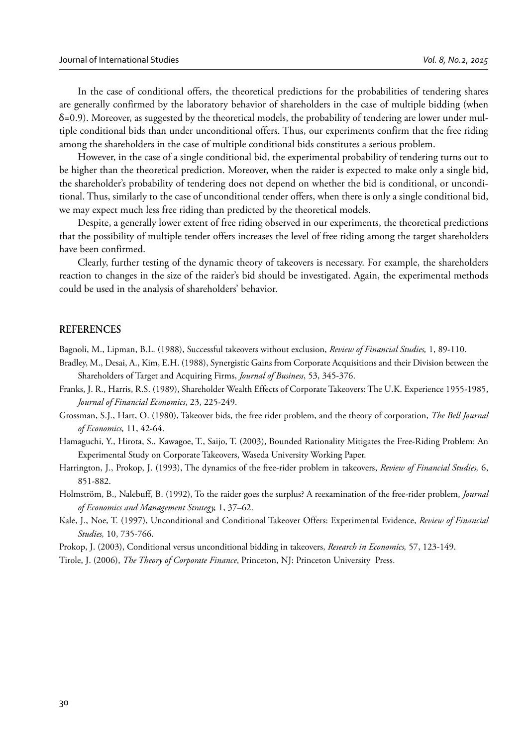In the case of conditional offers, the theoretical predictions for the probabilities of tendering shares are generally confirmed by the laboratory behavior of shareholders in the case of multiple bidding (when $\delta$=0.9). Moreover, as suggested by the theoretical models, the probability of tendering are lower under multiple conditional bids than under unconditional offers. Thus, our experiments confirm that the free riding among the shareholders in the case of multiple conditional bids constitutes a serious problem.

However, in the case of a single conditional bid, the experimental probability of tendering turns out to be higher than the theoretical prediction. Moreover, when the raider is expected to make only a single bid, the shareholder's probability of tendering does not depend on whether the bid is conditional, or unconditional. Thus, similarly to the case of unconditional tender offers, when there is only a single conditional bid, we may expect much less free riding than predicted by the theoretical models.

Despite, a generally lower extent of free riding observed in our experiments, the theoretical predictions that the possibility of multiple tender offers increases the level of free riding among the target shareholders have been confirmed.

Clearly, further testing of the dynamic theory of takeovers is necessary. For example, the shareholders reaction to changes in the size of the raider's bid should be investigated. Again, the experimental methods could be used in the analysis of shareholders' behavior.

## REFERENCES

Bagnoli, M., Lipman, B.L. (1988), Successful takeovers without exclusion, *Review of Financial Studies,* 1, 89-110.

Bradley, M., Desai, A., Kim, E.H. (1988), Synergistic Gains from Corporate Acquisitions and their Division between the Shareholders of Target and Acquiring Firms, *Journal of Business*, 53, 345-376.

Franks, J. R., Harris, R.S. (1989), Shareholder Wealth Effects of Corporate Takeovers: The U.K. Experience 1955-1985, *Journal of Financial Economics*, 23, 225-249.

Grossman, S.J., Hart, O. (1980), Takeover bids, the free rider problem, and the theory of corporation, *The Bell Journal of Economics,* 11, 42-64.

Hamaguchi, Y., Hirota, S., Kawagoe, T., Saijo, T. (2003), Bounded Rationality Mitigates the Free-Riding Problem: An Experimental Study on Corporate Takeovers, Waseda University Working Paper.

Harrington, J., Prokop, J. (1993), The dynamics of the free-rider problem in takeovers, *Review of Financial Studies,* 6, 851-882.

Holmström, B., Nalebuff, B. (1992), To the raider goes the surplus? A reexamination of the free-rider problem, *Journal of Economics and Management Strategy,* 1, 37–62.

Kale, J., Noe, T. (1997), Unconditional and Conditional Takeover Offers: Experimental Evidence, *Review of Financial Studies,* 10, 735-766.

Prokop, J. (2003), Conditional versus unconditional bidding in takeovers, *Research in Economics,* 57, 123-149.

Tirole, J. (2006), *The Theory of Corporate Finance*, Princeton, NJ: Princeton University Press.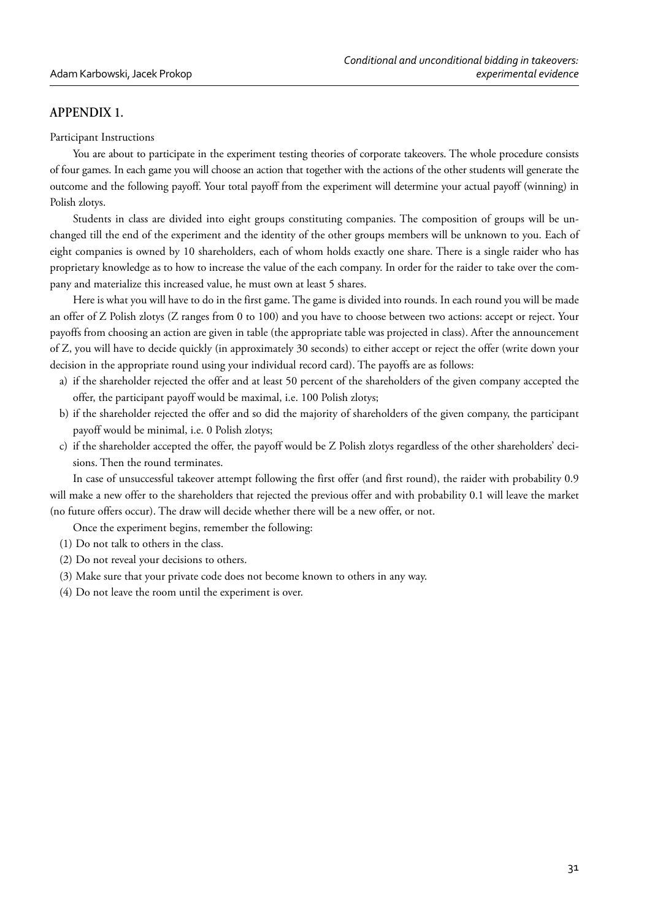## APPENDIX 1.

Participant Instructions

You are about to participate in the experiment testing theories of corporate takeovers. The whole procedure consists of four games. In each game you will choose an action that together with the actions of the other students will generate the outcome and the following payoff. Your total payoff from the experiment will determine your actual payoff (winning) in Polish zlotys.

Students in class are divided into eight groups constituting companies. The composition of groups will be unchanged till the end of the experiment and the identity of the other groups members will be unknown to you. Each of eight companies is owned by 10 shareholders, each of whom holds exactly one share. There is a single raider who has proprietary knowledge as to how to increase the value of the each company. In order for the raider to take over the company and materialize this increased value, he must own at least 5 shares.

Here is what you will have to do in the first game. The game is divided into rounds. In each round you will be made an offer of Z Polish zlotys (Z ranges from 0 to 100) and you have to choose between two actions: accept or reject. Your payoffs from choosing an action are given in table (the appropriate table was projected in class). After the announcement of Z, you will have to decide quickly (in approximately 30 seconds) to either accept or reject the offer (write down your decision in the appropriate round using your individual record card). The payoffs are as follows:

a) if the shareholder rejected the offer and at least 50 percent of the shareholders of the given company accepted the offer, the participant payoff would be maximal, i.e. 100 Polish zlotys;
b) if the shareholder rejected the offer and so did the majority of shareholders of the given company, the participant payoff would be minimal, i.e. 0 Polish zlotys;
c) if the shareholder accepted the offer, the payoff would be Z Polish zlotys regardless of the other shareholders' decisions. Then the round terminates.

In case of unsuccessful takeover attempt following the first offer (and first round), the raider with probability 0.9 will make a new offer to the shareholders that rejected the previous offer and with probability 0.1 will leave the market (no future offers occur). The draw will decide whether there will be a new offer, or not.

Once the experiment begins, remember the following:

(1) Do not talk to others in the class.
(2) Do not reveal your decisions to others.
(3) Make sure that your private code does not become known to others in any way.
(4) Do not leave the room until the experiment is over.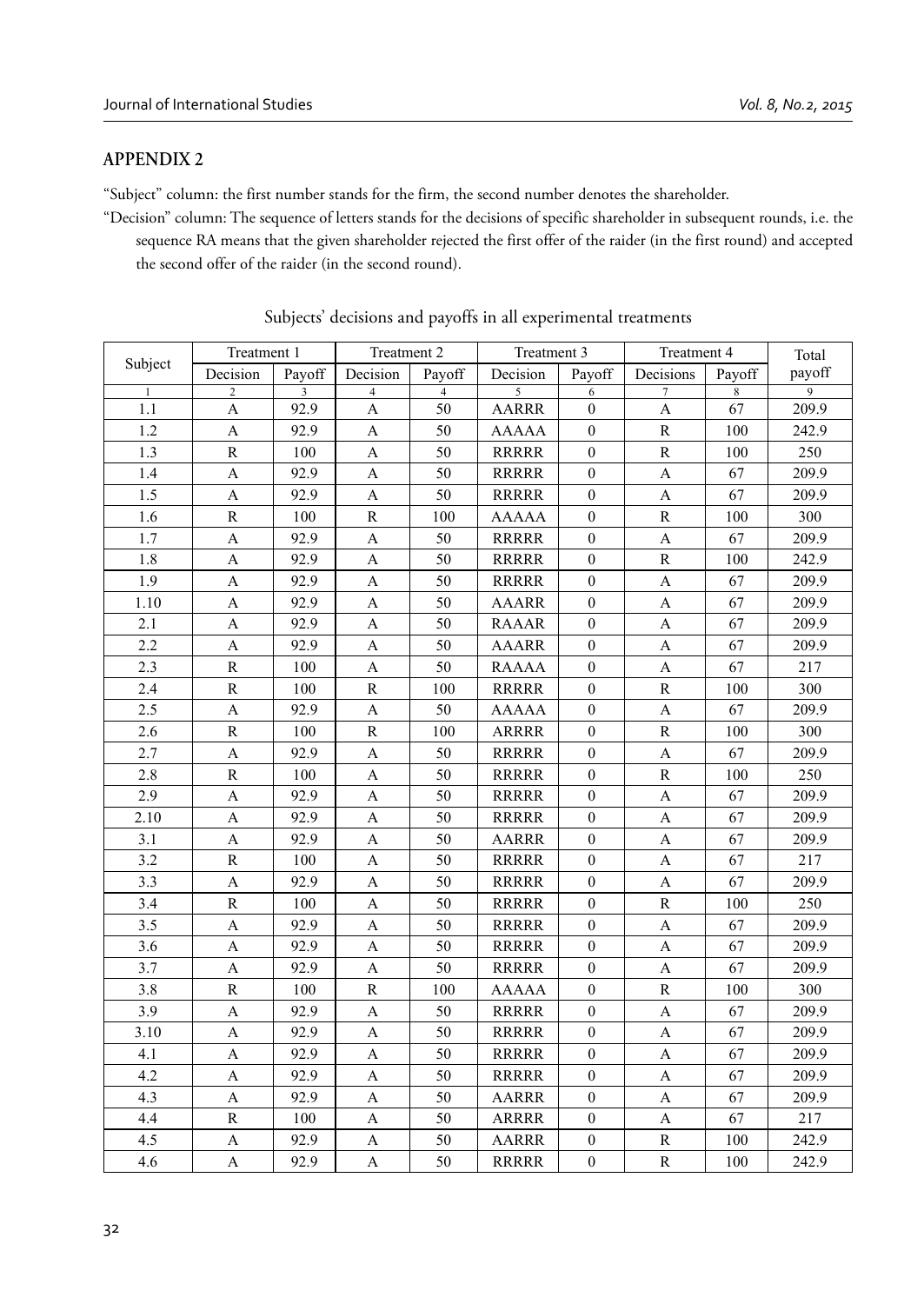## APPENDIX 2

"Subject" column: the first number stands for the firm, the second number denotes the shareholder.

"Decision" column: The sequence of letters stands for the decisions of specific shareholder in subsequent rounds, i.e. the sequence RA means that the given shareholder rejected the first offer of the raider (in the first round) and accepted the second offer of the raider (in the second round).

Subjects' decisions and payoffs in all experimental treatments

| Subject | Treatment 1 | | Treatment 2 | | Treatment 3 | | Treatment 4 | | Total payoff |
|---|---|---|---|---|---|---|---|---|---|
| | Decision | Payoff | Decision | Payoff | Decision | Payoff | Decisions | Payoff | |
| 1 | 2 | 3 | 4 | 4 | 5 | 6 | 7 | 8 | 9 |
| 1.1 | A | 92.9 | A | 50 | AARRR | 0 | A | 67 | 209.9 |
| 1.2 | A | 92.9 | A | 50 | AAAAA | 0 | R | 100 | 242.9 |
| 1.3 | R | 100 | A | 50 | RRRRR | 0 | R | 100 | 250 |
| 1.4 | A | 92.9 | A | 50 | RRRRR | 0 | A | 67 | 209.9 |
| 1.5 | A | 92.9 | A | 50 | RRRRR | 0 | A | 67 | 209.9 |
| 1.6 | R | 100 | R | 100 | AAAAA | 0 | R | 100 | 300 |
| 1.7 | A | 92.9 | A | 50 | RRRRR | 0 | A | 67 | 209.9 |
| 1.8 | A | 92.9 | A | 50 | RRRRR | 0 | R | 100 | 242.9 |
| 1.9 | A | 92.9 | A | 50 | RRRRR | 0 | A | 67 | 209.9 |
| 1.10 | A | 92.9 | A | 50 | AAARR | 0 | A | 67 | 209.9 |
| 2.1 | A | 92.9 | A | 50 | RAAAR | 0 | A | 67 | 209.9 |
| 2.2 | A | 92.9 | A | 50 | AAARR | 0 | A | 67 | 209.9 |
| 2.3 | R | 100 | A | 50 | RAAAA | 0 | A | 67 | 217 |
| 2.4 | R | 100 | R | 100 | RRRRR | 0 | R | 100 | 300 |
| 2.5 | A | 92.9 | A | 50 | AAAAA | 0 | A | 67 | 209.9 |
| 2.6 | R | 100 | R | 100 | ARRRR | 0 | R | 100 | 300 |
| 2.7 | A | 92.9 | A | 50 | RRRRR | 0 | A | 67 | 209.9 |
| 2.8 | R | 100 | A | 50 | RRRRR | 0 | R | 100 | 250 |
| 2.9 | A | 92.9 | A | 50 | RRRRR | 0 | A | 67 | 209.9 |
| 2.10 | A | 92.9 | A | 50 | RRRRR | 0 | A | 67 | 209.9 |
| 3.1 | A | 92.9 | A | 50 | AARRR | 0 | A | 67 | 209.9 |
| 3.2 | R | 100 | A | 50 | RRRRR | 0 | A | 67 | 217 |
| 3.3 | A | 92.9 | A | 50 | RRRRR | 0 | A | 67 | 209.9 |
| 3.4 | R | 100 | A | 50 | RRRRR | 0 | R | 100 | 250 |
| 3.5 | A | 92.9 | A | 50 | RRRRR | 0 | A | 67 | 209.9 |
| 3.6 | A | 92.9 | A | 50 | RRRRR | 0 | A | 67 | 209.9 |
| 3.7 | A | 92.9 | A | 50 | RRRRR | 0 | A | 67 | 209.9 |
| 3.8 | R | 100 | R | 100 | AAAAA | 0 | R | 100 | 300 |
| 3.9 | A | 92.9 | A | 50 | RRRRR | 0 | A | 67 | 209.9 |
| 3.10 | A | 92.9 | A | 50 | RRRRR | 0 | A | 67 | 209.9 |
| 4.1 | A | 92.9 | A | 50 | RRRRR | 0 | A | 67 | 209.9 |
| 4.2 | A | 92.9 | A | 50 | RRRRR | 0 | A | 67 | 209.9 |
| 4.3 | A | 92.9 | A | 50 | AARRR | 0 | A | 67 | 209.9 |
| 4.4 | R | 100 | A | 50 | ARRRR | 0 | A | 67 | 217 |
| 4.5 | A | 92.9 | A | 50 | AARRR | 0 | R | 100 | 242.9 |
| 4.6 | A | 92.9 | A | 50 | RRRRR | 0 | R | 100 | 242.9 |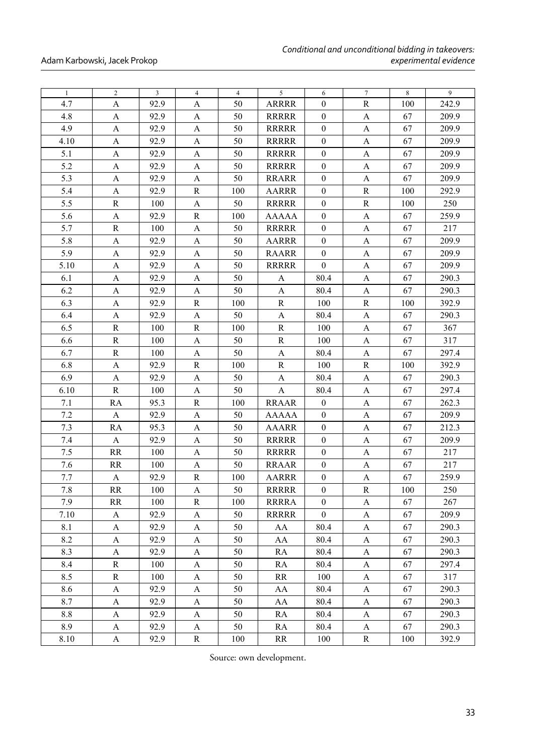| 1 | 2 | 3 | 4 | 4 | 5 | 6 | 7 | 8 | 9 |
|---|---|---|---|---|---|---|---|---|---|
| 4.7 | A | 92.9 | A | 50 | ARRRR | 0 | R | 100 | 242.9 |
| 4.8 | A | 92.9 | A | 50 | RRRRR | 0 | A | 67 | 209.9 |
| 4.9 | A | 92.9 | A | 50 | RRRRR | 0 | A | 67 | 209.9 |
| 4.10 | A | 92.9 | A | 50 | RRRRR | 0 | A | 67 | 209.9 |
| 5.1 | A | 92.9 | A | 50 | RRRRR | 0 | A | 67 | 209.9 |
| 5.2 | A | 92.9 | A | 50 | RRRRR | 0 | A | 67 | 209.9 |
| 5.3 | A | 92.9 | A | 50 | RRARR | 0 | A | 67 | 209.9 |
| 5.4 | A | 92.9 | R | 100 | AARRR | 0 | R | 100 | 292.9 |
| 5.5 | R | 100 | A | 50 | RRRRR | 0 | R | 100 | 250 |
| 5.6 | A | 92.9 | R | 100 | AAAAA | 0 | A | 67 | 259.9 |
| 5.7 | R | 100 | A | 50 | RRRRR | 0 | A | 67 | 217 |
| 5.8 | A | 92.9 | A | 50 | AARRR | 0 | A | 67 | 209.9 |
| 5.9 | A | 92.9 | A | 50 | RAARR | 0 | A | 67 | 209.9 |
| 5.10 | A | 92.9 | A | 50 | RRRRR | 0 | A | 67 | 209.9 |
| 6.1 | A | 92.9 | A | 50 | A | 80.4 | A | 67 | 290.3 |
| 6.2 | A | 92.9 | A | 50 | A | 80.4 | A | 67 | 290.3 |
| 6.3 | A | 92.9 | R | 100 | R | 100 | R | 100 | 392.9 |
| 6.4 | A | 92.9 | A | 50 | A | 80.4 | A | 67 | 290.3 |
| 6.5 | R | 100 | R | 100 | R | 100 | A | 67 | 367 |
| 6.6 | R | 100 | A | 50 | R | 100 | A | 67 | 317 |
| 6.7 | R | 100 | A | 50 | A | 80.4 | A | 67 | 297.4 |
| 6.8 | A | 92.9 | R | 100 | R | 100 | R | 100 | 392.9 |
| 6.9 | A | 92.9 | A | 50 | A | 80.4 | A | 67 | 290.3 |
| 6.10 | R | 100 | A | 50 | A | 80.4 | A | 67 | 297.4 |
| 7.1 | RA | 95.3 | R | 100 | RRAAR | 0 | A | 67 | 262.3 |
| 7.2 | A | 92.9 | A | 50 | AAAAA | 0 | A | 67 | 209.9 |
| 7.3 | RA | 95.3 | A | 50 | AAARR | 0 | A | 67 | 212.3 |
| 7.4 | A | 92.9 | A | 50 | RRRRR | 0 | A | 67 | 209.9 |
| 7.5 | RR | 100 | A | 50 | RRRRR | 0 | A | 67 | 217 |
| 7.6 | RR | 100 | A | 50 | RRAAR | 0 | A | 67 | 217 |
| 7.7 | A | 92.9 | R | 100 | AARRR | 0 | A | 67 | 259.9 |
| 7.8 | RR | 100 | A | 50 | RRRRR | 0 | R | 100 | 250 |
| 7.9 | RR | 100 | R | 100 | RRRRA | 0 | A | 67 | 267 |
| 7.10 | A | 92.9 | A | 50 | RRRRR | 0 | A | 67 | 209.9 |
| 8.1 | A | 92.9 | A | 50 | AA | 80.4 | A | 67 | 290.3 |
| 8.2 | A | 92.9 | A | 50 | AA | 80.4 | A | 67 | 290.3 |
| 8.3 | A | 92.9 | A | 50 | RA | 80.4 | A | 67 | 290.3 |
| 8.4 | R | 100 | A | 50 | RA | 80.4 | A | 67 | 297.4 |
| 8.5 | R | 100 | A | 50 | RR | 100 | A | 67 | 317 |
| 8.6 | A | 92.9 | A | 50 | AA | 80.4 | A | 67 | 290.3 |
| 8.7 | A | 92.9 | A | 50 | AA | 80.4 | A | 67 | 290.3 |
| 8.8 | A | 92.9 | A | 50 | RA | 80.4 | A | 67 | 290.3 |
| 8.9 | A | 92.9 | A | 50 | RA | 80.4 | A | 67 | 290.3 |
| 8.10 | A | 92.9 | R | 100 | RR | 100 | R | 100 | 392.9 |

Source: own development.